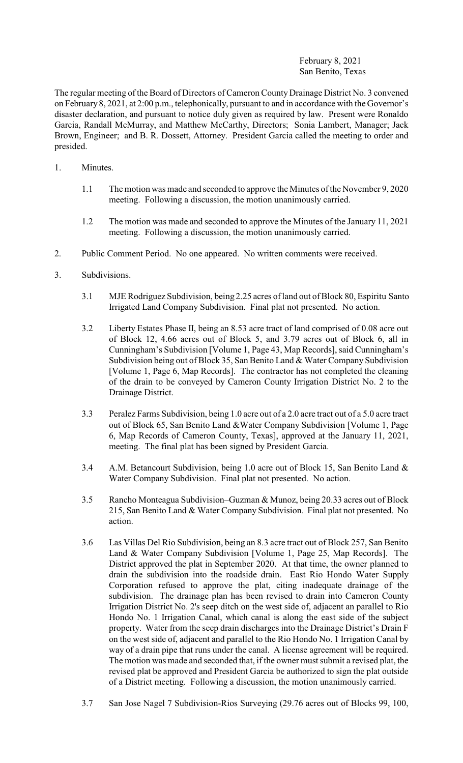February 8, 2021
San Benito, Texas

The regular meeting of the Board of Directors of Cameron County Drainage District No. 3 convened on February 8, 2021, at 2:00 p.m., telephonically, pursuant to and in accordance with the Governor's disaster declaration, and pursuant to notice duly given as required by law. Present were Ronaldo Garcia, Randall McMurray, and Matthew McCarthy, Directors; Sonia Lambert, Manager; Jack Brown, Engineer; and B. R. Dossett, Attorney. President Garcia called the meeting to order and presided.

1. Minutes.

    1.1 The motion was made and seconded to approve the Minutes of the November 9, 2020 meeting. Following a discussion, the motion unanimously carried.

    1.2 The motion was made and seconded to approve the Minutes of the January 11, 2021 meeting. Following a discussion, the motion unanimously carried.

2. Public Comment Period. No one appeared. No written comments were received.

3. Subdivisions.

    3.1 MJE Rodriguez Subdivision, being 2.25 acres of land out of Block 80, Espiritu Santo Irrigated Land Company Subdivision. Final plat not presented. No action.

    3.2 Liberty Estates Phase II, being an 8.53 acre tract of land comprised of 0.08 acre out of Block 12, 4.66 acres out of Block 5, and 3.79 acres out of Block 6, all in Cunningham's Subdivision [Volume 1, Page 43, Map Records], said Cunningham's Subdivision being out of Block 35, San Benito Land & Water Company Subdivision [Volume 1, Page 6, Map Records]. The contractor has not completed the cleaning of the drain to be conveyed by Cameron County Irrigation District No. 2 to the Drainage District.

    3.3 Peralez Farms Subdivision, being 1.0 acre out of a 2.0 acre tract out of a 5.0 acre tract out of Block 65, San Benito Land &Water Company Subdivision [Volume 1, Page 6, Map Records of Cameron County, Texas], approved at the January 11, 2021, meeting. The final plat has been signed by President Garcia.

    3.4 A.M. Betancourt Subdivision, being 1.0 acre out of Block 15, San Benito Land & Water Company Subdivision. Final plat not presented. No action.

    3.5 Rancho Monteagua Subdivision–Guzman & Munoz, being 20.33 acres out of Block 215, San Benito Land & Water Company Subdivision. Final plat not presented. No action.

    3.6 Las Villas Del Rio Subdivision, being an 8.3 acre tract out of Block 257, San Benito Land & Water Company Subdivision [Volume 1, Page 25, Map Records]. The District approved the plat in September 2020. At that time, the owner planned to drain the subdivision into the roadside drain. East Rio Hondo Water Supply Corporation refused to approve the plat, citing inadequate drainage of the subdivision. The drainage plan has been revised to drain into Cameron County Irrigation District No. 2's seep ditch on the west side of, adjacent an parallel to Rio Hondo No. 1 Irrigation Canal, which canal is along the east side of the subject property. Water from the seep drain discharges into the Drainage District's Drain F on the west side of, adjacent and parallel to the Rio Hondo No. 1 Irrigation Canal by way of a drain pipe that runs under the canal. A license agreement will be required. The motion was made and seconded that, if the owner must submit a revised plat, the revised plat be approved and President Garcia be authorized to sign the plat outside of a District meeting. Following a discussion, the motion unanimously carried.

    3.7 San Jose Nagel 7 Subdivision-Rios Surveying (29.76 acres out of Blocks 99, 100,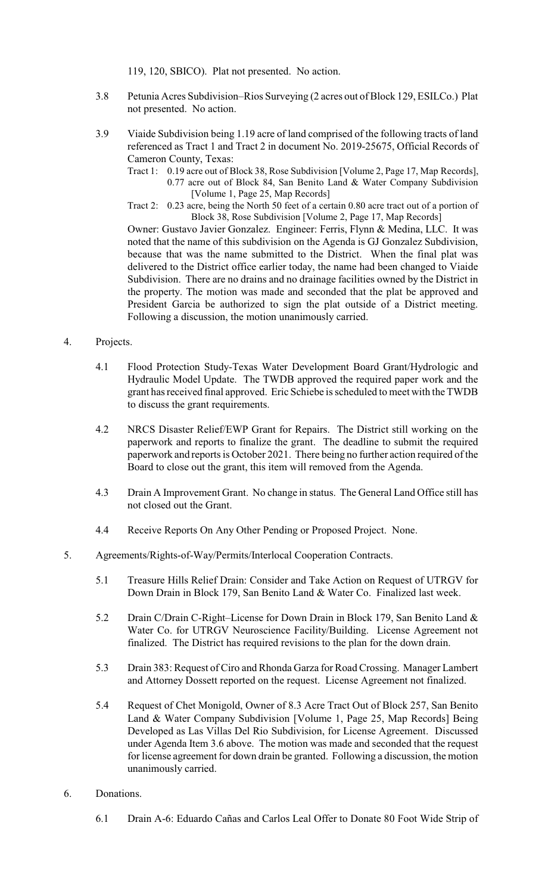119, 120, SBICO). Plat not presented. No action.

3.8 Petunia Acres Subdivision–Rios Surveying (2 acres out of Block 129, ESILCo.) Plat not presented. No action.

3.9 Viaide Subdivision being 1.19 acre of land comprised of the following tracts of land referenced as Tract 1 and Tract 2 in document No. 2019-25675, Official Records of Cameron County, Texas:

Tract 1: 0.19 acre out of Block 38, Rose Subdivision [Volume 2, Page 17, Map Records], 0.77 acre out of Block 84, San Benito Land & Water Company Subdivision [Volume 1, Page 25, Map Records]

Tract 2: 0.23 acre, being the North 50 feet of a certain 0.80 acre tract out of a portion of Block 38, Rose Subdivision [Volume 2, Page 17, Map Records]

Owner: Gustavo Javier Gonzalez. Engineer: Ferris, Flynn & Medina, LLC. It was noted that the name of this subdivision on the Agenda is GJ Gonzalez Subdivision, because that was the name submitted to the District. When the final plat was delivered to the District office earlier today, the name had been changed to Viaide Subdivision. There are no drains and no drainage facilities owned by the District in the property. The motion was made and seconded that the plat be approved and President Garcia be authorized to sign the plat outside of a District meeting. Following a discussion, the motion unanimously carried.

4. Projects.

4.1 Flood Protection Study-Texas Water Development Board Grant/Hydrologic and Hydraulic Model Update. The TWDB approved the required paper work and the grant has received final approved. Eric Schiebe is scheduled to meet with the TWDB to discuss the grant requirements.

4.2 NRCS Disaster Relief/EWP Grant for Repairs. The District still working on the paperwork and reports to finalize the grant. The deadline to submit the required paperwork and reports is October 2021. There being no further action required of the Board to close out the grant, this item will removed from the Agenda.

4.3 Drain A Improvement Grant. No change in status. The General Land Office still has not closed out the Grant.

4.4 Receive Reports On Any Other Pending or Proposed Project. None.

5. Agreements/Rights-of-Way/Permits/Interlocal Cooperation Contracts.

5.1 Treasure Hills Relief Drain: Consider and Take Action on Request of UTRGV for Down Drain in Block 179, San Benito Land & Water Co. Finalized last week.

5.2 Drain C/Drain C-Right–License for Down Drain in Block 179, San Benito Land & Water Co. for UTRGV Neuroscience Facility/Building. License Agreement not finalized. The District has required revisions to the plan for the down drain.

5.3 Drain 383: Request of Ciro and Rhonda Garza for Road Crossing. Manager Lambert and Attorney Dossett reported on the request. License Agreement not finalized.

5.4 Request of Chet Monigold, Owner of 8.3 Acre Tract Out of Block 257, San Benito Land & Water Company Subdivision [Volume 1, Page 25, Map Records] Being Developed as Las Villas Del Rio Subdivision, for License Agreement. Discussed under Agenda Item 3.6 above. The motion was made and seconded that the request for license agreement for down drain be granted. Following a discussion, the motion unanimously carried.

6. Donations.

6.1 Drain A-6: Eduardo Cañas and Carlos Leal Offer to Donate 80 Foot Wide Strip of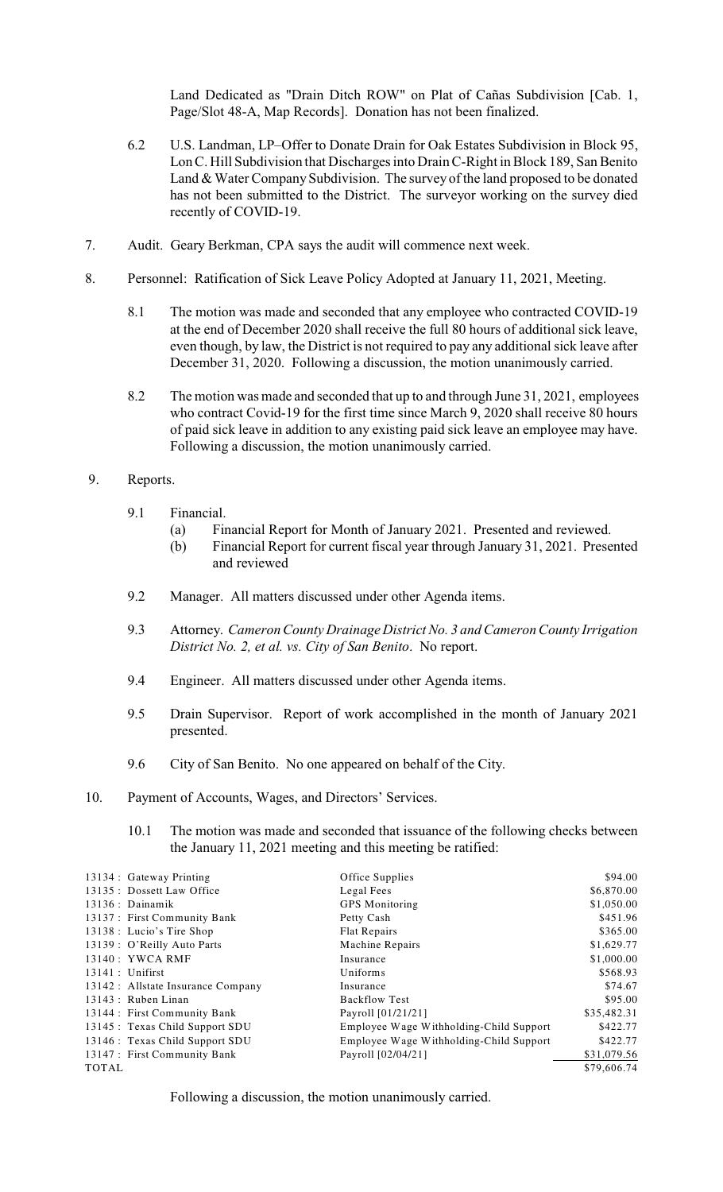Land Dedicated as "Drain Ditch ROW" on Plat of Cañas Subdivision [Cab. 1, Page/Slot 48-A, Map Records]. Donation has not been finalized.

6.2 U.S. Landman, LP–Offer to Donate Drain for Oak Estates Subdivision in Block 95, Lon C. Hill Subdivision that Discharges into Drain C-Right in Block 189, San Benito Land & Water Company Subdivision. The survey of the land proposed to be donated has not been submitted to the District. The surveyor working on the survey died recently of COVID-19.

7. Audit. Geary Berkman, CPA says the audit will commence next week.

8. Personnel: Ratification of Sick Leave Policy Adopted at January 11, 2021, Meeting.

8.1 The motion was made and seconded that any employee who contracted COVID-19 at the end of December 2020 shall receive the full 80 hours of additional sick leave, even though, by law, the District is not required to pay any additional sick leave after December 31, 2020. Following a discussion, the motion unanimously carried.

8.2 The motion was made and seconded that up to and through June 31, 2021, employees who contract Covid-19 for the first time since March 9, 2020 shall receive 80 hours of paid sick leave in addition to any existing paid sick leave an employee may have. Following a discussion, the motion unanimously carried.

9. Reports.

9.1 Financial.

(a) Financial Report for Month of January 2021. Presented and reviewed.

(b) Financial Report for current fiscal year through January 31, 2021. Presented and reviewed

9.2 Manager. All matters discussed under other Agenda items.

9.3 Attorney. *Cameron County Drainage District No. 3 and Cameron County Irrigation District No. 2, et al. vs. City of San Benito*. No report.

9.4 Engineer. All matters discussed under other Agenda items.

9.5 Drain Supervisor. Report of work accomplished in the month of January 2021 presented.

9.6 City of San Benito. No one appeared on behalf of the City.

10. Payment of Accounts, Wages, and Directors' Services.

10.1 The motion was made and seconded that issuance of the following checks between the January 11, 2021 meeting and this meeting be ratified:

| | | |
|---|---|---|
| 13134 : Gateway Printing | Office Supplies | $94.00 |
| 13135 : Dossett Law Office | Legal Fees | $6,870.00 |
| 13136 : Dainamik | GPS Monitoring | $1,050.00 |
| 13137 : First Community Bank | Petty Cash | $451.96 |
| 13138 : Lucio's Tire Shop | Flat Repairs | $365.00 |
| 13139 : O'Reilly Auto Parts | Machine Repairs | $1,629.77 |
| 13140 : YWCA RMF | Insurance | $1,000.00 |
| 13141 : Unifirst | Uniforms | $568.93 |
| 13142 : Allstate Insurance Company | Insurance | $74.67 |
| 13143 : Ruben Linan | Backflow Test | $95.00 |
| 13144 : First Community Bank | Payroll [01/21/21] | $35,482.31 |
| 13145 : Texas Child Support SDU | Employee Wage Withholding-Child Support | $422.77 |
| 13146 : Texas Child Support SDU | Employee Wage Withholding-Child Support | $422.77 |
| 13147 : First Community Bank | Payroll [02/04/21] | $31,079.56 |
| TOTAL | | $79,606.74 |

Following a discussion, the motion unanimously carried.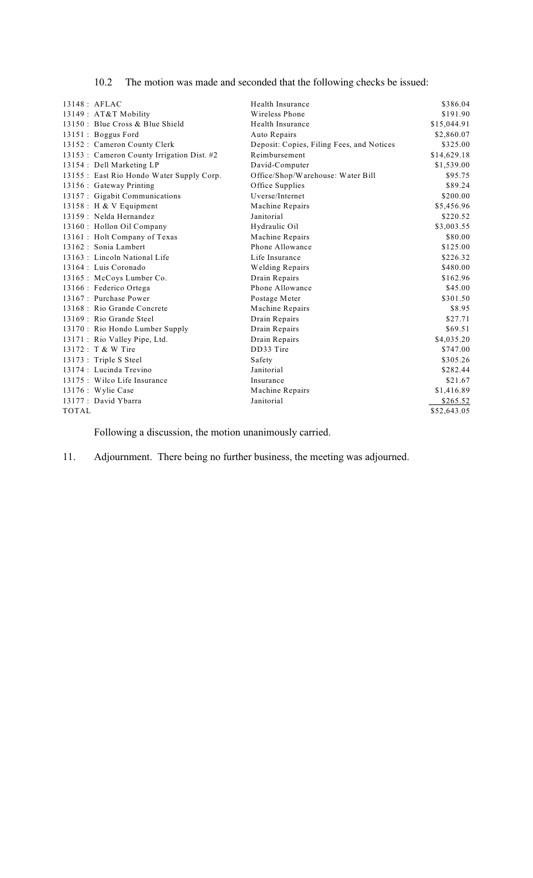10.2 The motion was made and seconded that the following checks be issued:

| | | |
|---|---|---|
| 13148 : AFLAC | Health Insurance | $386.04 |
| 13149 : AT&T Mobility | Wireless Phone | $191.90 |
| 13150 : Blue Cross & Blue Shield | Health Insurance | $15,044.91 |
| 13151 : Boggus Ford | Auto Repairs | $2,860.07 |
| 13152 : Cameron County Clerk | Deposit: Copies, Filing Fees, and Notices | $325.00 |
| 13153 : Cameron County Irrigation Dist. #2 | Reimbursement | $14,629.18 |
| 13154 : Dell Marketing LP | David-Computer | $1,539.00 |
| 13155 : East Rio Hondo Water Supply Corp. | Office/Shop/Warehouse: Water Bill | $95.75 |
| 13156 : Gateway Printing | Office Supplies | $89.24 |
| 13157 : Gigabit Communications | Uverse/Internet | $200.00 |
| 13158 : H & V Equipment | Machine Repairs | $5,456.96 |
| 13159 : Nelda Hernandez | Janitorial | $220.52 |
| 13160 : Hollon Oil Company | Hydraulic Oil | $3,003.55 |
| 13161 : Holt Company of Texas | Machine Repairs | $80.00 |
| 13162 : Sonia Lambert | Phone Allowance | $125.00 |
| 13163 : Lincoln National Life | Life Insurance | $226.32 |
| 13164 : Luis Coronado | Welding Repairs | $480.00 |
| 13165 : McCoys Lumber Co. | Drain Repairs | $162.96 |
| 13166 : Federico Ortega | Phone Allowance | $45.00 |
| 13167 : Purchase Power | Postage Meter | $301.50 |
| 13168 : Rio Grande Concrete | Machine Repairs | $8.95 |
| 13169 : Rio Grande Steel | Drain Repairs | $27.71 |
| 13170 : Rio Hondo Lumber Supply | Drain Repairs | $69.51 |
| 13171 : Rio Valley Pipe, Ltd. | Drain Repairs | $4,035.20 |
| 13172 : T & W Tire | DD33 Tire | $747.00 |
| 13173 : Triple S Steel | Safety | $305.26 |
| 13174 : Lucinda Trevino | Janitorial | $282.44 |
| 13175 : Wilco Life Insurance | Insurance | $21.67 |
| 13176 : Wylie Case | Machine Repairs | $1,416.89 |
| 13177 : David Ybarra | Janitorial | $265.52 |
| TOTAL | | $52,643.05 |

Following a discussion, the motion unanimously carried.

11. Adjournment. There being no further business, the meeting was adjourned.